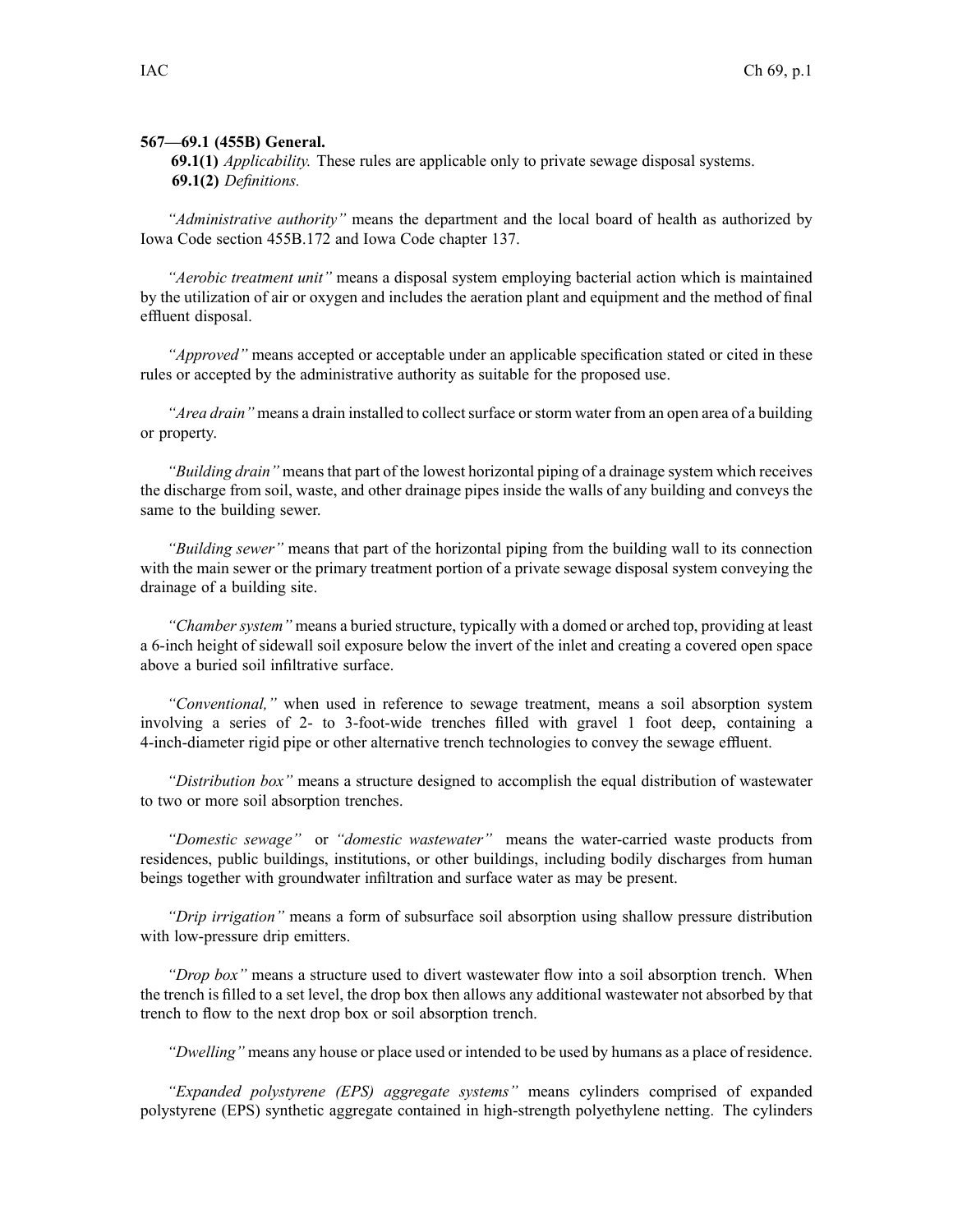**567—69.1 (455B) General.**

**69.1(1)** *Applicability.* These rules are applicable only to private sewage disposal systems.

**69.1(2)** *Definitions.*

*"Administrative authority"* means the department and the local board of health as authorized by Iowa Code section 455B.172 and Iowa Code chapter 137.

*"Aerobic treatment unit"* means a disposal system employing bacterial action which is maintained by the utilization of air or oxygen and includes the aeration plant and equipment and the method of final effluent disposal.

*"Approved"* means accepted or acceptable under an applicable specification stated or cited in these rules or accepted by the administrative authority as suitable for the proposed use.

*"Area drain"* means a drain installed to collect surface or storm water from an open area of a building or property.

*"Building drain"* means that part of the lowest horizontal piping of a drainage system which receives the discharge from soil, waste, and other drainage pipes inside the walls of any building and conveys the same to the building sewer.

*"Building sewer"* means that part of the horizontal piping from the building wall to its connection with the main sewer or the primary treatment portion of a private sewage disposal system conveying the drainage of a building site.

*"Chamber system"* means a buried structure, typically with a domed or arched top, providing at least a 6-inch height of sidewall soil exposure below the invert of the inlet and creating a covered open space above a buried soil infiltrative surface.

*"Conventional,"* when used in reference to sewage treatment, means a soil absorption system involving a series of 2- to 3-foot-wide trenches filled with gravel 1 foot deep, containing a 4-inch-diameter rigid pipe or other alternative trench technologies to convey the sewage effluent.

*"Distribution box"* means a structure designed to accomplish the equal distribution of wastewater to two or more soil absorption trenches.

*"Domestic sewage"* or *"domestic wastewater"* means the water-carried waste products from residences, public buildings, institutions, or other buildings, including bodily discharges from human beings together with groundwater infiltration and surface water as may be present.

*"Drip irrigation"* means a form of subsurface soil absorption using shallow pressure distribution with low-pressure drip emitters.

*"Drop box"* means a structure used to divert wastewater flow into a soil absorption trench. When the trench is filled to a set level, the drop box then allows any additional wastewater not absorbed by that trench to flow to the next drop box or soil absorption trench.

*"Dwelling"* means any house or place used or intended to be used by humans as a place of residence.

*"Expanded polystyrene (EPS) aggregate systems"* means cylinders comprised of expanded polystyrene (EPS) synthetic aggregate contained in high-strength polyethylene netting. The cylinders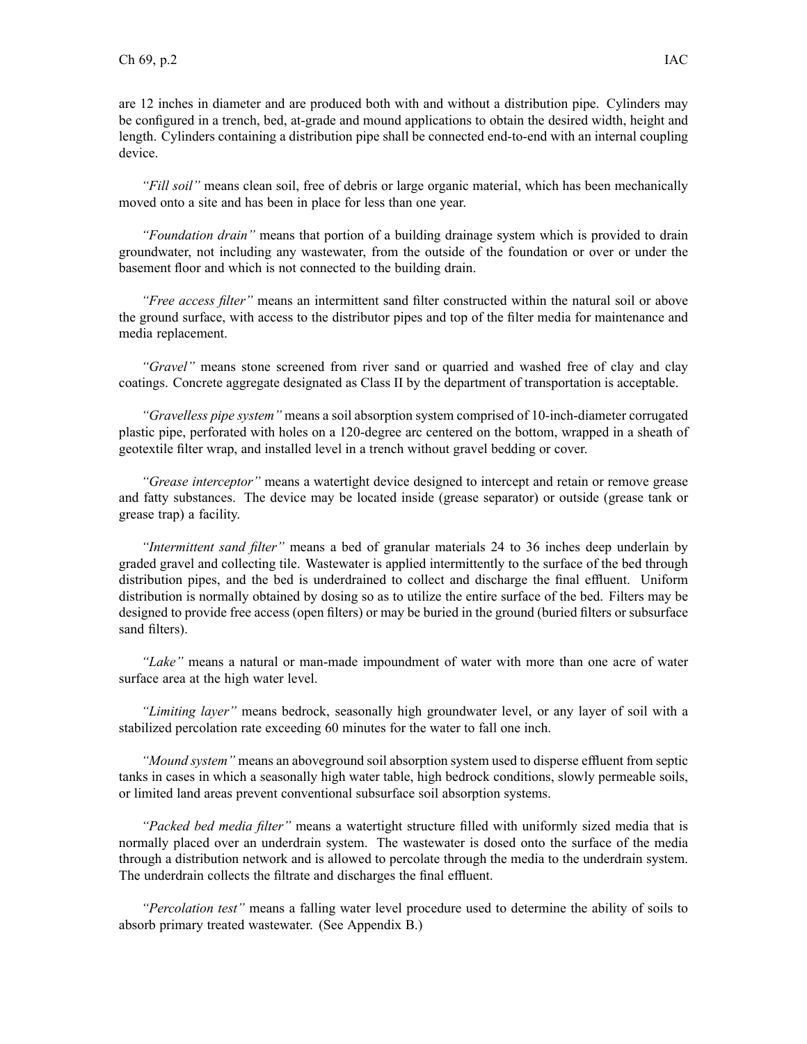are 12 inches in diameter and are produced both with and without a distribution pipe. Cylinders may be configured in a trench, bed, at-grade and mound applications to obtain the desired width, height and length. Cylinders containing a distribution pipe shall be connected end-to-end with an internal coupling device.

*"Fill soil"* means clean soil, free of debris or large organic material, which has been mechanically moved onto a site and has been in place for less than one year.

*"Foundation drain"* means that portion of a building drainage system which is provided to drain groundwater, not including any wastewater, from the outside of the foundation or over or under the basement floor and which is not connected to the building drain.

*"Free access filter"* means an intermittent sand filter constructed within the natural soil or above the ground surface, with access to the distributor pipes and top of the filter media for maintenance and media replacement.

*"Gravel"* means stone screened from river sand or quarried and washed free of clay and clay coatings. Concrete aggregate designated as Class II by the department of transportation is acceptable.

*"Gravelless pipe system"* means a soil absorption system comprised of 10-inch-diameter corrugated plastic pipe, perforated with holes on a 120-degree arc centered on the bottom, wrapped in a sheath of geotextile filter wrap, and installed level in a trench without gravel bedding or cover.

*"Grease interceptor"* means a watertight device designed to intercept and retain or remove grease and fatty substances. The device may be located inside (grease separator) or outside (grease tank or grease trap) a facility.

*"Intermittent sand filter"* means a bed of granular materials 24 to 36 inches deep underlain by graded gravel and collecting tile. Wastewater is applied intermittently to the surface of the bed through distribution pipes, and the bed is underdrained to collect and discharge the final effluent. Uniform distribution is normally obtained by dosing so as to utilize the entire surface of the bed. Filters may be designed to provide free access (open filters) or may be buried in the ground (buried filters or subsurface sand filters).

*"Lake"* means a natural or man-made impoundment of water with more than one acre of water surface area at the high water level.

*"Limiting layer"* means bedrock, seasonally high groundwater level, or any layer of soil with a stabilized percolation rate exceeding 60 minutes for the water to fall one inch.

*"Mound system"* means an aboveground soil absorption system used to disperse effluent from septic tanks in cases in which a seasonally high water table, high bedrock conditions, slowly permeable soils, or limited land areas prevent conventional subsurface soil absorption systems.

*"Packed bed media filter"* means a watertight structure filled with uniformly sized media that is normally placed over an underdrain system. The wastewater is dosed onto the surface of the media through a distribution network and is allowed to percolate through the media to the underdrain system. The underdrain collects the filtrate and discharges the final effluent.

*"Percolation test"* means a falling water level procedure used to determine the ability of soils to absorb primary treated wastewater. (See Appendix B.)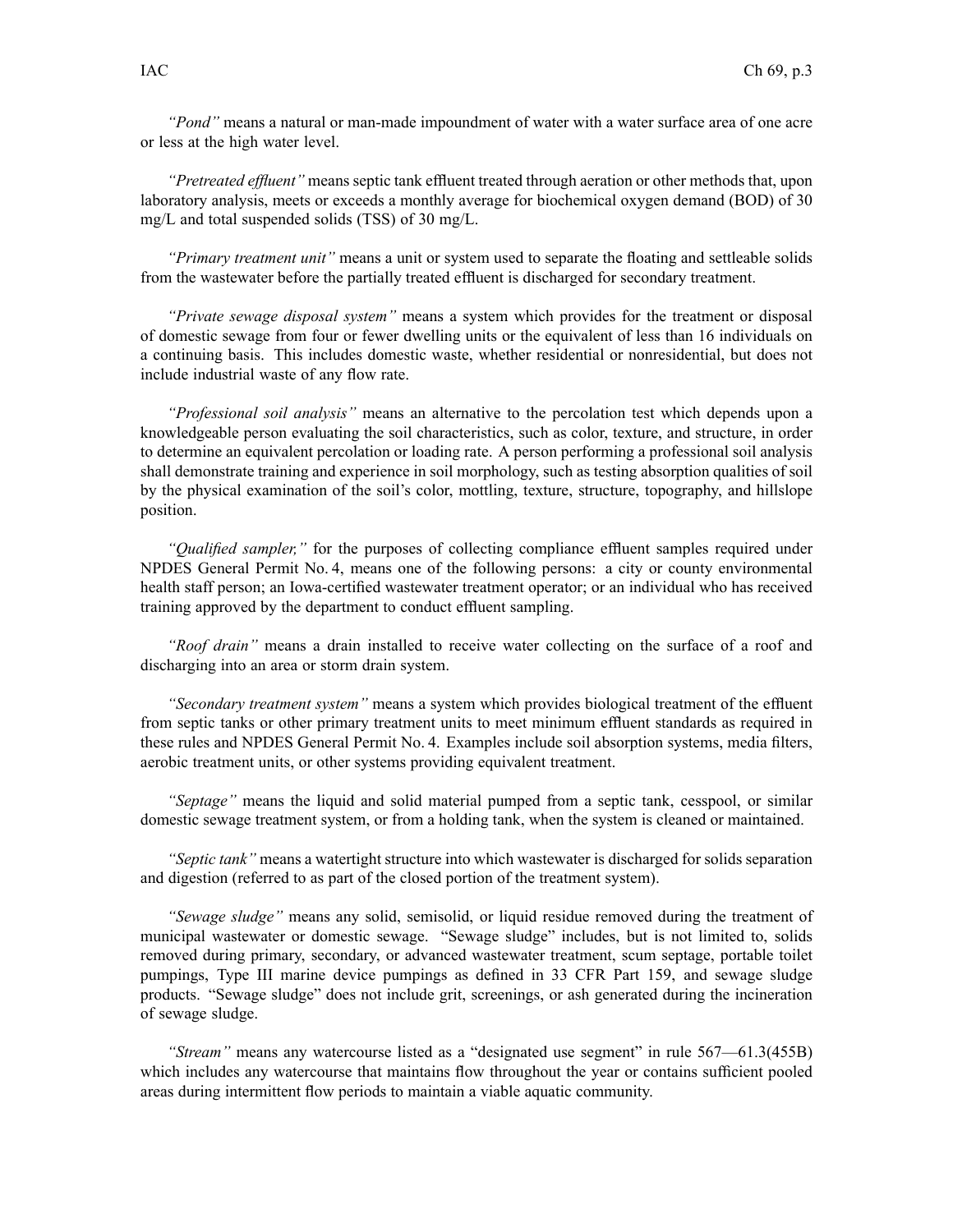*"Pond"* means a natural or man-made impoundment of water with a water surface area of one acre or less at the high water level.

*"Pretreated effluent"* means septic tank effluent treated through aeration or other methods that, upon laboratory analysis, meets or exceeds a monthly average for biochemical oxygen demand (BOD) of 30 mg/L and total suspended solids (TSS) of 30 mg/L.

*"Primary treatment unit"* means a unit or system used to separate the floating and settleable solids from the wastewater before the partially treated effluent is discharged for secondary treatment.

*"Private sewage disposal system"* means a system which provides for the treatment or disposal of domestic sewage from four or fewer dwelling units or the equivalent of less than 16 individuals on a continuing basis. This includes domestic waste, whether residential or nonresidential, but does not include industrial waste of any flow rate.

*"Professional soil analysis"* means an alternative to the percolation test which depends upon a knowledgeable person evaluating the soil characteristics, such as color, texture, and structure, in order to determine an equivalent percolation or loading rate. A person performing a professional soil analysis shall demonstrate training and experience in soil morphology, such as testing absorption qualities of soil by the physical examination of the soil's color, mottling, texture, structure, topography, and hillslope position.

*"Qualified sampler,"* for the purposes of collecting compliance effluent samples required under NPDES General Permit No. 4, means one of the following persons: a city or county environmental health staff person; an Iowa-certified wastewater treatment operator; or an individual who has received training approved by the department to conduct effluent sampling.

*"Roof drain"* means a drain installed to receive water collecting on the surface of a roof and discharging into an area or storm drain system.

*"Secondary treatment system"* means a system which provides biological treatment of the effluent from septic tanks or other primary treatment units to meet minimum effluent standards as required in these rules and NPDES General Permit No. 4. Examples include soil absorption systems, media filters, aerobic treatment units, or other systems providing equivalent treatment.

*"Septage"* means the liquid and solid material pumped from a septic tank, cesspool, or similar domestic sewage treatment system, or from a holding tank, when the system is cleaned or maintained.

*"Septic tank"* means a watertight structure into which wastewater is discharged for solids separation and digestion (referred to as part of the closed portion of the treatment system).

*"Sewage sludge"* means any solid, semisolid, or liquid residue removed during the treatment of municipal wastewater or domestic sewage. "Sewage sludge" includes, but is not limited to, solids removed during primary, secondary, or advanced wastewater treatment, scum septage, portable toilet pumpings, Type III marine device pumpings as defined in 33 CFR Part 159, and sewage sludge products. "Sewage sludge" does not include grit, screenings, or ash generated during the incineration of sewage sludge.

*"Stream"* means any watercourse listed as a "designated use segment" in rule 567—61.3(455B) which includes any watercourse that maintains flow throughout the year or contains sufficient pooled areas during intermittent flow periods to maintain a viable aquatic community.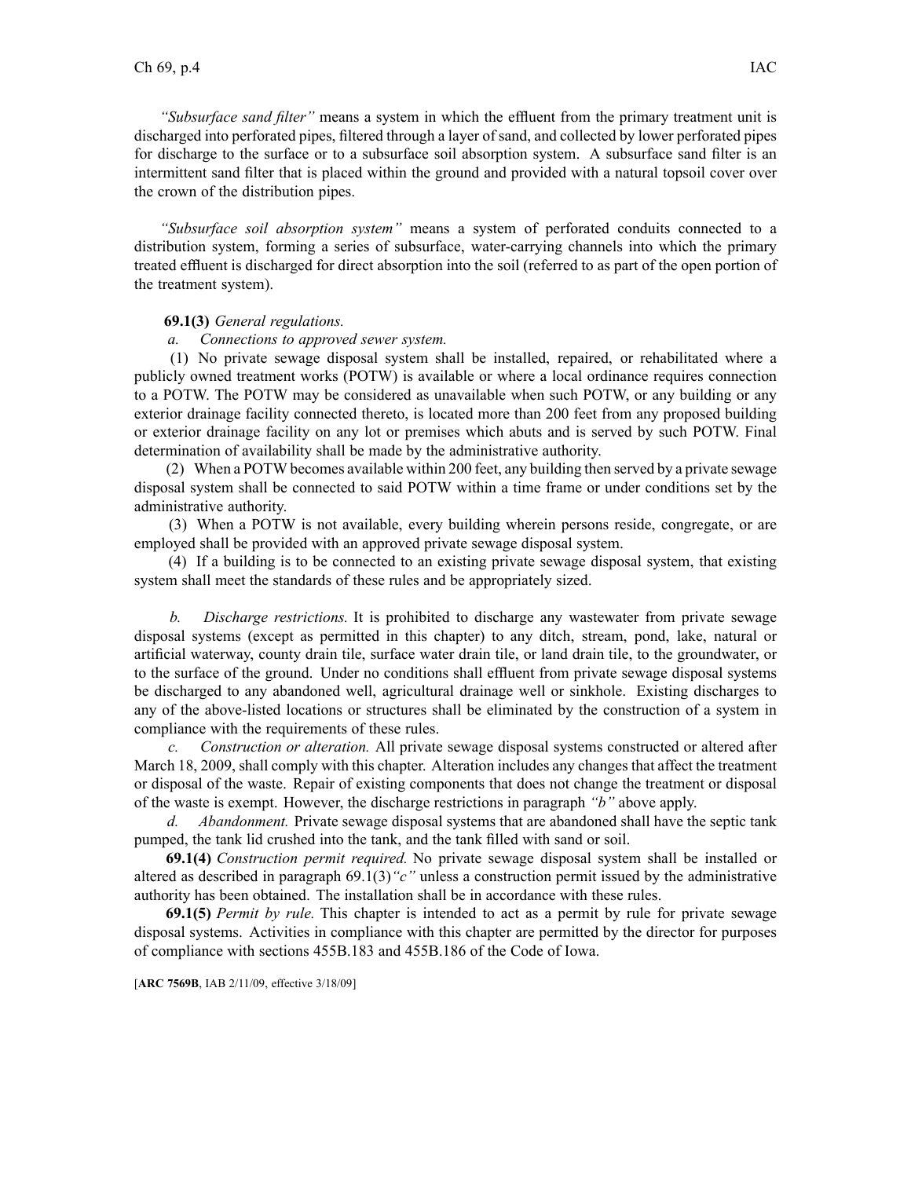*"Subsurface sand filter"* means a system in which the effluent from the primary treatment unit is discharged into perforated pipes, filtered through a layer of sand, and collected by lower perforated pipes for discharge to the surface or to a subsurface soil absorption system. A subsurface sand filter is an intermittent sand filter that is placed within the ground and provided with a natural topsoil cover over the crown of the distribution pipes.

*"Subsurface soil absorption system"* means a system of perforated conduits connected to a distribution system, forming a series of subsurface, water-carrying channels into which the primary treated effluent is discharged for direct absorption into the soil (referred to as part of the open portion of the treatment system).

**69.1(3)** *General regulations.*

*a. Connections to approved sewer system.*

(1) No private sewage disposal system shall be installed, repaired, or rehabilitated where a publicly owned treatment works (POTW) is available or where a local ordinance requires connection to a POTW. The POTW may be considered as unavailable when such POTW, or any building or any exterior drainage facility connected thereto, is located more than 200 feet from any proposed building or exterior drainage facility on any lot or premises which abuts and is served by such POTW. Final determination of availability shall be made by the administrative authority.

(2) When a POTW becomes available within 200 feet, any building then served by a private sewage disposal system shall be connected to said POTW within a time frame or under conditions set by the administrative authority.

(3) When a POTW is not available, every building wherein persons reside, congregate, or are employed shall be provided with an approved private sewage disposal system.

(4) If a building is to be connected to an existing private sewage disposal system, that existing system shall meet the standards of these rules and be appropriately sized.

*b. Discharge restrictions.* It is prohibited to discharge any wastewater from private sewage disposal systems (except as permitted in this chapter) to any ditch, stream, pond, lake, natural or artificial waterway, county drain tile, surface water drain tile, or land drain tile, to the groundwater, or to the surface of the ground. Under no conditions shall effluent from private sewage disposal systems be discharged to any abandoned well, agricultural drainage well or sinkhole. Existing discharges to any of the above-listed locations or structures shall be eliminated by the construction of a system in compliance with the requirements of these rules.

*c. Construction or alteration.* All private sewage disposal systems constructed or altered after March 18, 2009, shall comply with this chapter. Alteration includes any changes that affect the treatment or disposal of the waste. Repair of existing components that does not change the treatment or disposal of the waste is exempt. However, the discharge restrictions in paragraph *"b"* above apply.

*d. Abandonment.* Private sewage disposal systems that are abandoned shall have the septic tank pumped, the tank lid crushed into the tank, and the tank filled with sand or soil.

**69.1(4)** *Construction permit required.* No private sewage disposal system shall be installed or altered as described in paragraph 69.1(3)*"c"* unless a construction permit issued by the administrative authority has been obtained. The installation shall be in accordance with these rules.

**69.1(5)** *Permit by rule.* This chapter is intended to act as a permit by rule for private sewage disposal systems. Activities in compliance with this chapter are permitted by the director for purposes of compliance with sections 455B.183 and 455B.186 of the Code of Iowa.

[**ARC 7569B**, IAB 2/11/09, effective 3/18/09]